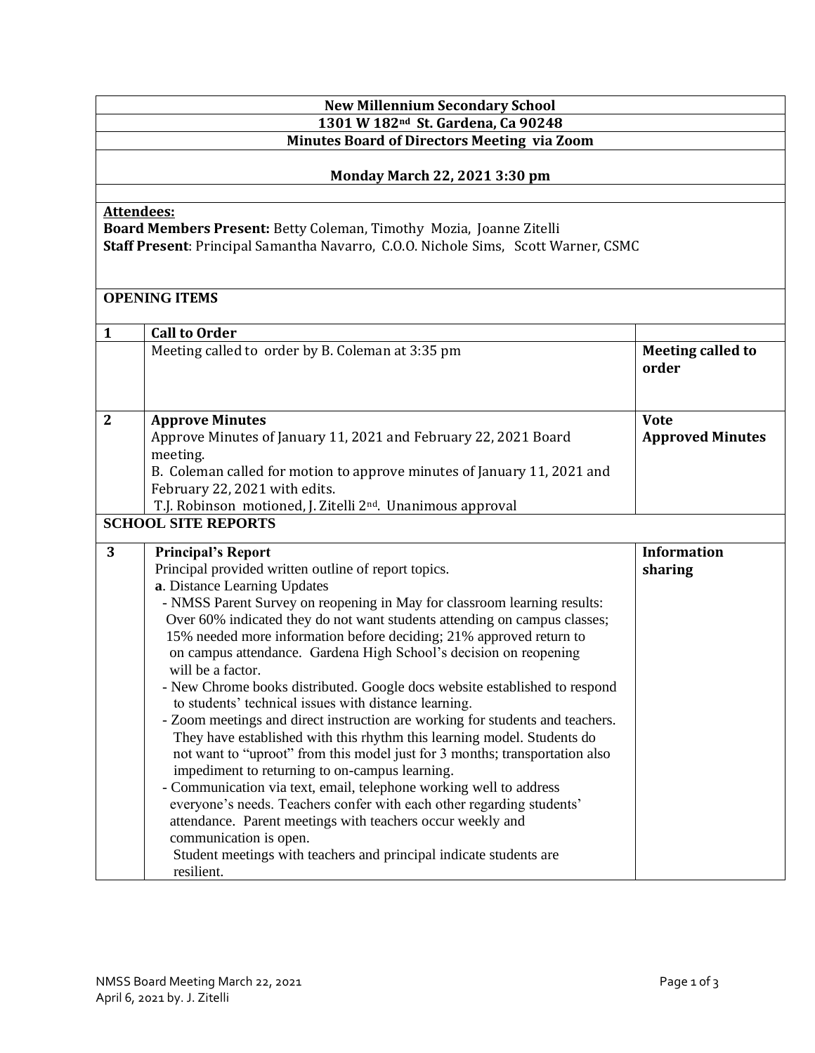**New Millennium Secondary School**

**1301 W 182nd St. Gardena, Ca 90248**

**Minutes Board of Directors Meeting via Zoom**

**Monday March 22, 2021 3:30 pm**

**Attendees:**

**Board Members Present:** Betty Coleman, Timothy Mozia, Joanne Zitelli

**Staff Present**: Principal Samantha Navarro, C.O.O. Nichole Sims, Scott Warner, CSMC

**OPENING ITEMS**

| | | |
|---|---|---|
| **1** | **Call to Order** | |
| | Meeting called to order by B. Coleman at 3:35 pm | **Meeting called to order** |
| **2** | **Approve Minutes**<br>Approve Minutes of January 11, 2021 and February 22, 2021 Board meeting.<br>B. Coleman called for motion to approve minutes of January 11, 2021 and February 22, 2021 with edits.<br>T.J. Robinson motioned, J. Zitelli 2nd. Unanimous approval | **Vote**<br>**Approved Minutes** |

**SCHOOL SITE REPORTS**

| | | |
|---|---|---|
| **3** | **Principal's Report**<br>Principal provided written outline of report topics.<br>**a**. Distance Learning Updates<br>- NMSS Parent Survey on reopening in May for classroom learning results: Over 60% indicated they do not want students attending on campus classes; 15% needed more information before deciding; 21% approved return to on campus attendance. Gardena High School's decision on reopening will be a factor.<br>- New Chrome books distributed. Google docs website established to respond to students' technical issues with distance learning.<br>- Zoom meetings and direct instruction are working for students and teachers. They have established with this rhythm this learning model. Students do not want to "uproot" from this model just for 3 months; transportation also impediment to returning to on-campus learning.<br>- Communication via text, email, telephone working well to address everyone's needs. Teachers confer with each other regarding students' attendance. Parent meetings with teachers occur weekly and communication is open.<br>Student meetings with teachers and principal indicate students are resilient. | **Information sharing** |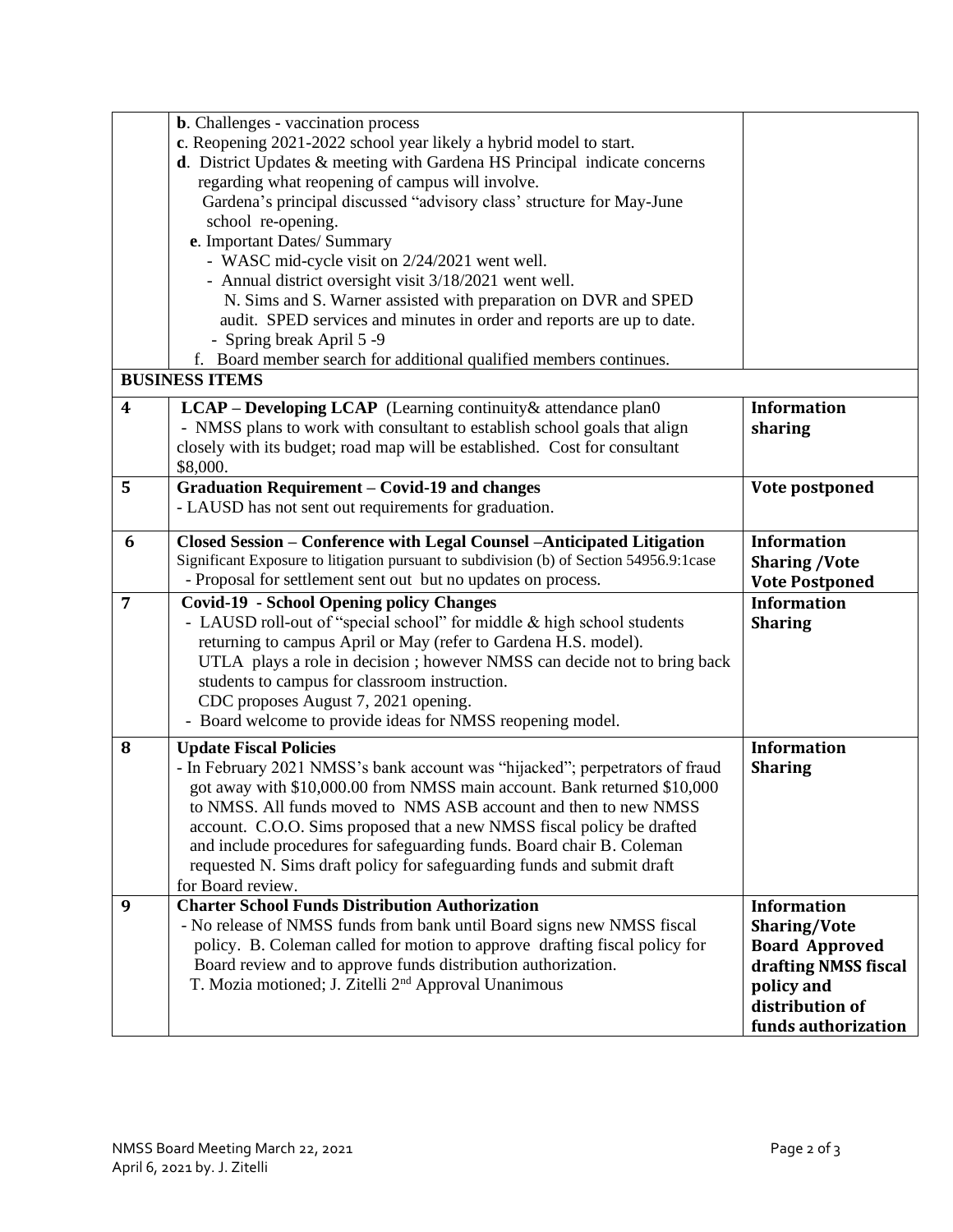| | | |
|---|---|---|
| | **b**. Challenges - vaccination process<br>**c**. Reopening 2021-2022 school year likely a hybrid model to start.<br>**d**. District Updates & meeting with Gardena HS Principal indicate concerns regarding what reopening of campus will involve.<br>Gardena's principal discussed "advisory class' structure for May-June school re-opening.<br>**e**. Important Dates/ Summary<br>- WASC mid-cycle visit on 2/24/2021 went well.<br>- Annual district oversight visit 3/18/2021 went well.<br>N. Sims and S. Warner assisted with preparation on DVR and SPED audit. SPED services and minutes in order and reports are up to date.<br>- Spring break April 5 -9<br>f. Board member search for additional qualified members continues. | |
| **BUSINESS ITEMS** | | |
| **4** | **LCAP – Developing LCAP** (Learning continuity& attendance plan0<br>- NMSS plans to work with consultant to establish school goals that align closely with its budget; road map will be established. Cost for consultant $8,000. | **Information sharing** |
| **5** | **Graduation Requirement – Covid-19 and changes**<br>- LAUSD has not sent out requirements for graduation. | **Vote postponed** |
| **6** | **Closed Session – Conference with Legal Counsel –Anticipated Litigation**<br>Significant Exposure to litigation pursuant to subdivision (b) of Section 54956.9:1case<br>- Proposal for settlement sent out but no updates on process. | **Information Sharing /Vote Vote Postponed** |
| **7** | **Covid-19 - School Opening policy Changes**<br>- LAUSD roll-out of "special school" for middle & high school students returning to campus April or May (refer to Gardena H.S. model).<br>UTLA plays a role in decision ; however NMSS can decide not to bring back students to campus for classroom instruction.<br>CDC proposes August 7, 2021 opening.<br>- Board welcome to provide ideas for NMSS reopening model. | **Information Sharing** |
| **8** | **Update Fiscal Policies**<br>- In February 2021 NMSS's bank account was "hijacked"; perpetrators of fraud got away with $10,000.00 from NMSS main account. Bank returned $10,000 to NMSS. All funds moved to NMS ASB account and then to new NMSS account. C.O.O. Sims proposed that a new NMSS fiscal policy be drafted and include procedures for safeguarding funds. Board chair B. Coleman requested N. Sims draft policy for safeguarding funds and submit draft for Board review. | **Information Sharing** |
| **9** | **Charter School Funds Distribution Authorization**<br>- No release of NMSS funds from bank until Board signs new NMSS fiscal policy. B. Coleman called for motion to approve drafting fiscal policy for Board review and to approve funds distribution authorization.<br>T. Mozia motioned; J. Zitelli 2nd Approval Unanimous | **Information Sharing/Vote Board Approved drafting NMSS fiscal policy and distribution of funds authorization** |

NMSS Board Meeting March 22, 2021
April 6, 2021 by. J. Zitelli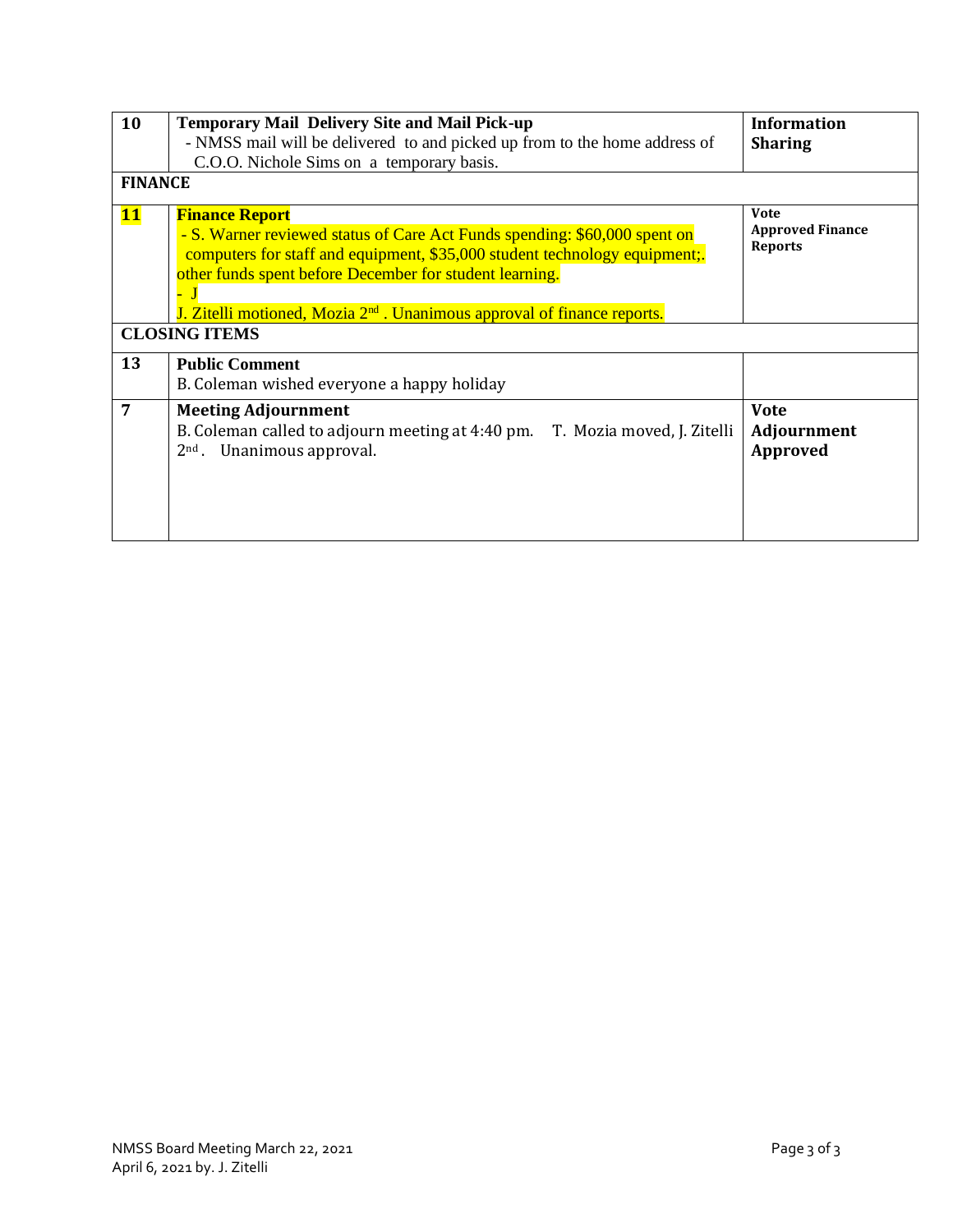| | | |
|---|---|---|
| **10** | **Temporary Mail Delivery Site and Mail Pick-up**<br>- NMSS mail will be delivered to and picked up from to the home address of C.O.O. Nichole Sims on a temporary basis. | **Information Sharing** |
| **FINANCE** | | |
| **11** | **Finance Report**<br>- S. Warner reviewed status of Care Act Funds spending: $60,000 spent on computers for staff and equipment, $35,000 student technology equipment;. other funds spent before December for student learning.<br>- J<br>J. Zitelli motioned, Mozia 2nd . Unanimous approval of finance reports. | **Vote**<br>**Approved Finance Reports** |
| **CLOSING ITEMS** | | |
| **13** | **Public Comment**<br>B. Coleman wished everyone a happy holiday | |
| **7** | **Meeting Adjournment**<br>B. Coleman called to adjourn meeting at 4:40 pm. T. Mozia moved, J. Zitelli 2nd . Unanimous approval. | **Vote**<br>**Adjournment Approved** |

NMSS Board Meeting March 22, 2021
April 6, 2021 by. J. Zitelli